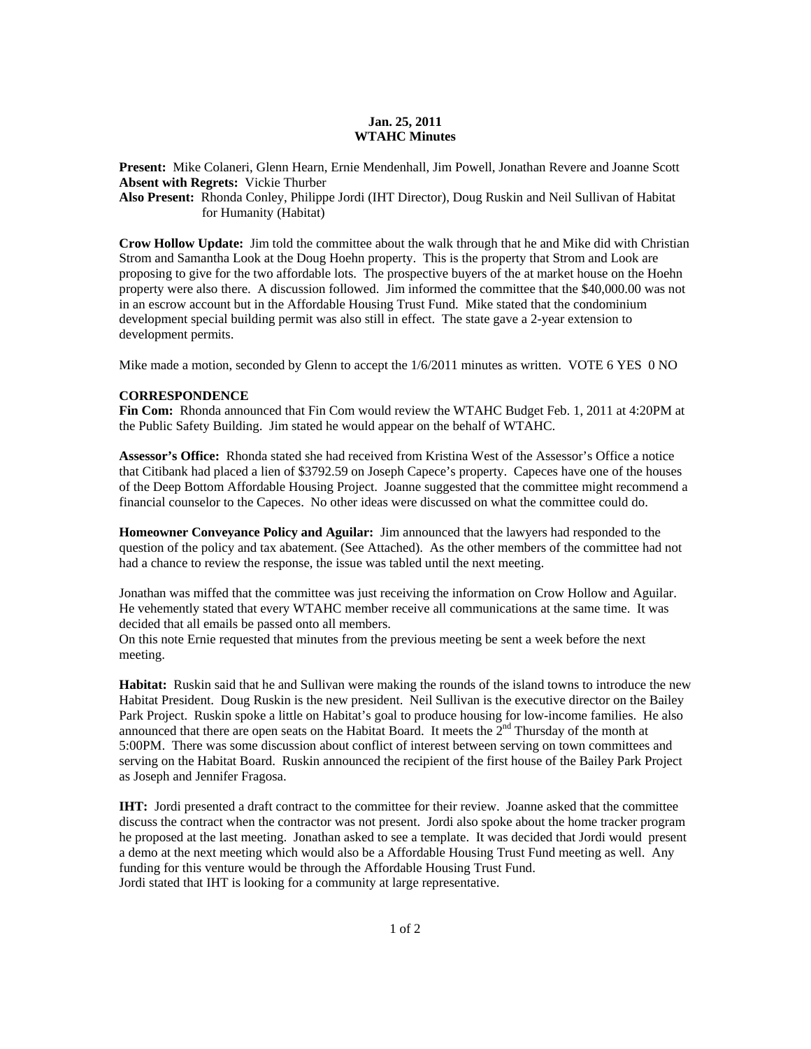**Jan. 25, 2011**
**WTAHC Minutes**

**Present:** Mike Colaneri, Glenn Hearn, Ernie Mendenhall, Jim Powell, Jonathan Revere and Joanne Scott
**Absent with Regrets:** Vickie Thurber
**Also Present:** Rhonda Conley, Philippe Jordi (IHT Director), Doug Ruskin and Neil Sullivan of Habitat for Humanity (Habitat)

**Crow Hollow Update:** Jim told the committee about the walk through that he and Mike did with Christian Strom and Samantha Look at the Doug Hoehn property. This is the property that Strom and Look are proposing to give for the two affordable lots. The prospective buyers of the at market house on the Hoehn property were also there. A discussion followed. Jim informed the committee that the $40,000.00 was not in an escrow account but in the Affordable Housing Trust Fund. Mike stated that the condominium development special building permit was also still in effect. The state gave a 2-year extension to development permits.

Mike made a motion, seconded by Glenn to accept the 1/6/2011 minutes as written. VOTE 6 YES 0 NO

**CORRESPONDENCE**

**Fin Com:** Rhonda announced that Fin Com would review the WTAHC Budget Feb. 1, 2011 at 4:20PM at the Public Safety Building. Jim stated he would appear on the behalf of WTAHC.

**Assessor's Office:** Rhonda stated she had received from Kristina West of the Assessor's Office a notice that Citibank had placed a lien of $3792.59 on Joseph Capece's property. Capeces have one of the houses of the Deep Bottom Affordable Housing Project. Joanne suggested that the committee might recommend a financial counselor to the Capeces. No other ideas were discussed on what the committee could do.

**Homeowner Conveyance Policy and Aguilar:** Jim announced that the lawyers had responded to the question of the policy and tax abatement. (See Attached). As the other members of the committee had not had a chance to review the response, the issue was tabled until the next meeting.

Jonathan was miffed that the committee was just receiving the information on Crow Hollow and Aguilar. He vehemently stated that every WTAHC member receive all communications at the same time. It was decided that all emails be passed onto all members.
On this note Ernie requested that minutes from the previous meeting be sent a week before the next meeting.

**Habitat:** Ruskin said that he and Sullivan were making the rounds of the island towns to introduce the new Habitat President. Doug Ruskin is the new president. Neil Sullivan is the executive director on the Bailey Park Project. Ruskin spoke a little on Habitat's goal to produce housing for low-income families. He also announced that there are open seats on the Habitat Board. It meets the 2nd Thursday of the month at 5:00PM. There was some discussion about conflict of interest between serving on town committees and serving on the Habitat Board. Ruskin announced the recipient of the first house of the Bailey Park Project as Joseph and Jennifer Fragosa.

**IHT:** Jordi presented a draft contract to the committee for their review. Joanne asked that the committee discuss the contract when the contractor was not present. Jordi also spoke about the home tracker program he proposed at the last meeting. Jonathan asked to see a template. It was decided that Jordi would present a demo at the next meeting which would also be a Affordable Housing Trust Fund meeting as well. Any funding for this venture would be through the Affordable Housing Trust Fund.
Jordi stated that IHT is looking for a community at large representative.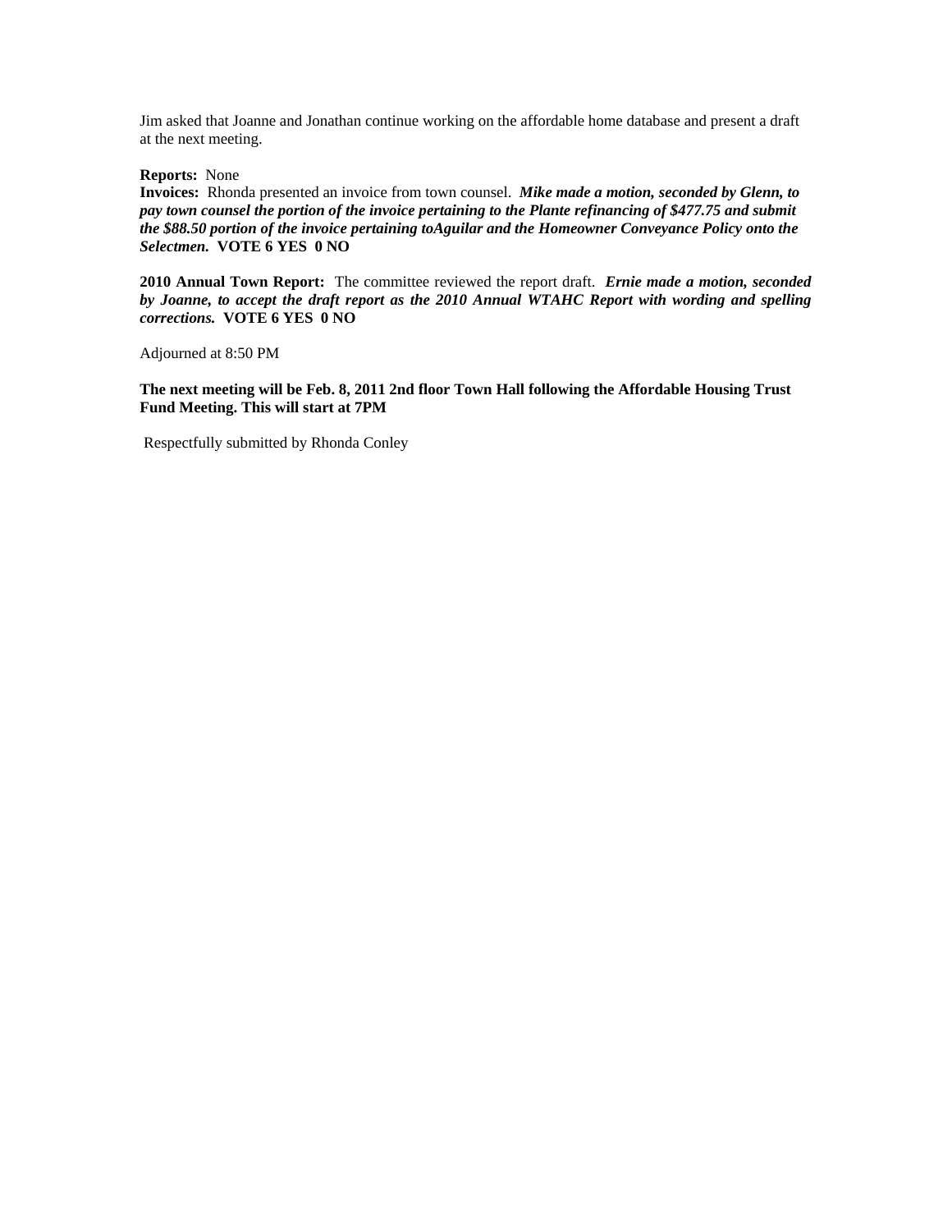Jim asked that Joanne and Jonathan continue working on the affordable home database and present a draft at the next meeting.

**Reports:** None
**Invoices:** Rhonda presented an invoice from town counsel. ***Mike made a motion, seconded by Glenn, to pay town counsel the portion of the invoice pertaining to the Plante refinancing of $477.75 and submit the $88.50 portion of the invoice pertaining toAguilar and the Homeowner Conveyance Policy onto the Selectmen.*** **VOTE 6 YES 0 NO**

**2010 Annual Town Report:** The committee reviewed the report draft. ***Ernie made a motion, seconded by Joanne, to accept the draft report as the 2010 Annual WTAHC Report with wording and spelling corrections.*** **VOTE 6 YES 0 NO**

Adjourned at 8:50 PM

**The next meeting will be Feb. 8, 2011 2nd floor Town Hall following the Affordable Housing Trust Fund Meeting. This will start at 7PM**

Respectfully submitted by Rhonda Conley